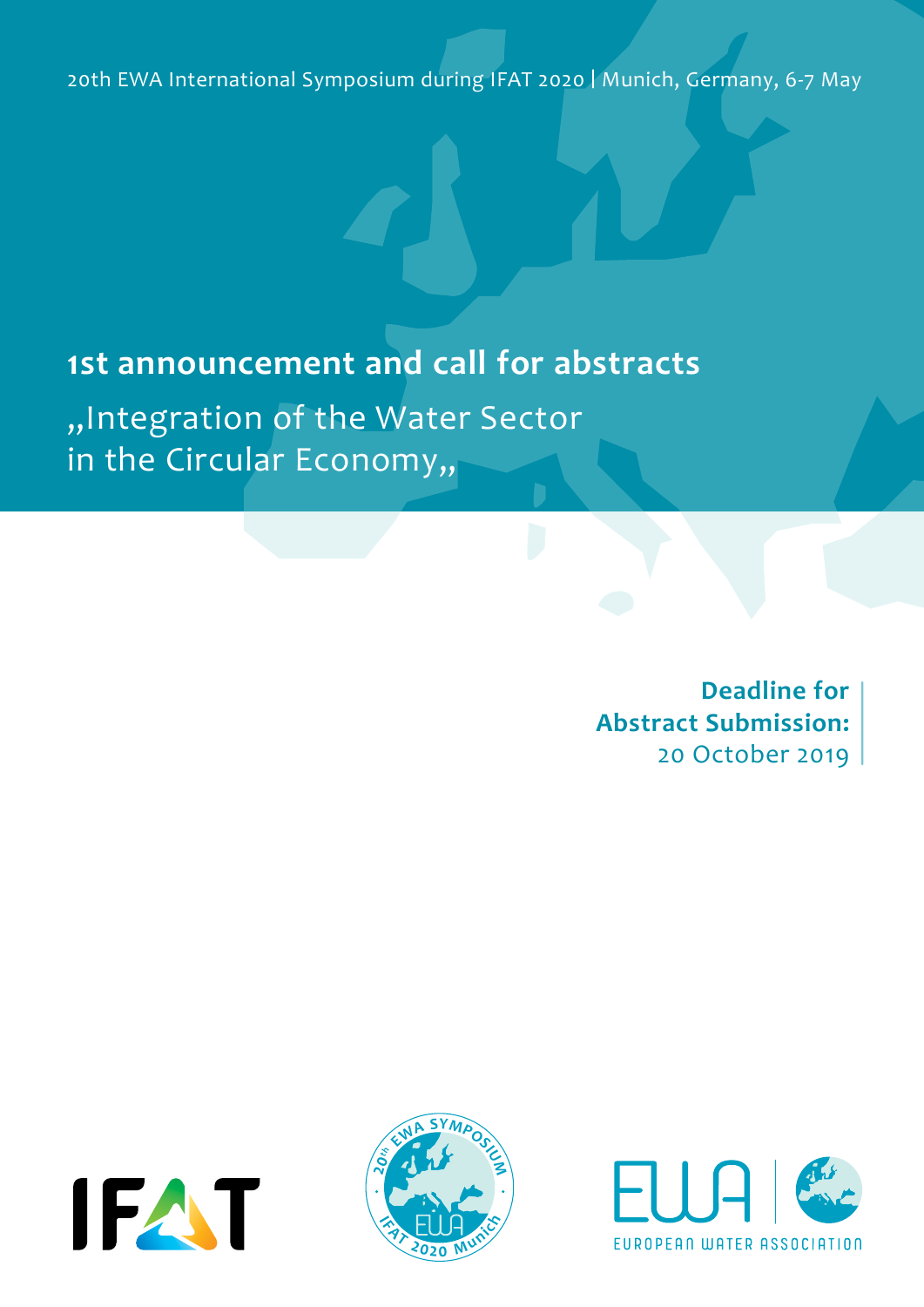20th EWA International Symposium during IFAT 2020 | Munich, Germany, 6-7 May

# 1st announcement and call for abstracts

## „Integration of the Water Sector in the Circular Economy„

**Deadline for Abstract Submission:**
20 October 2019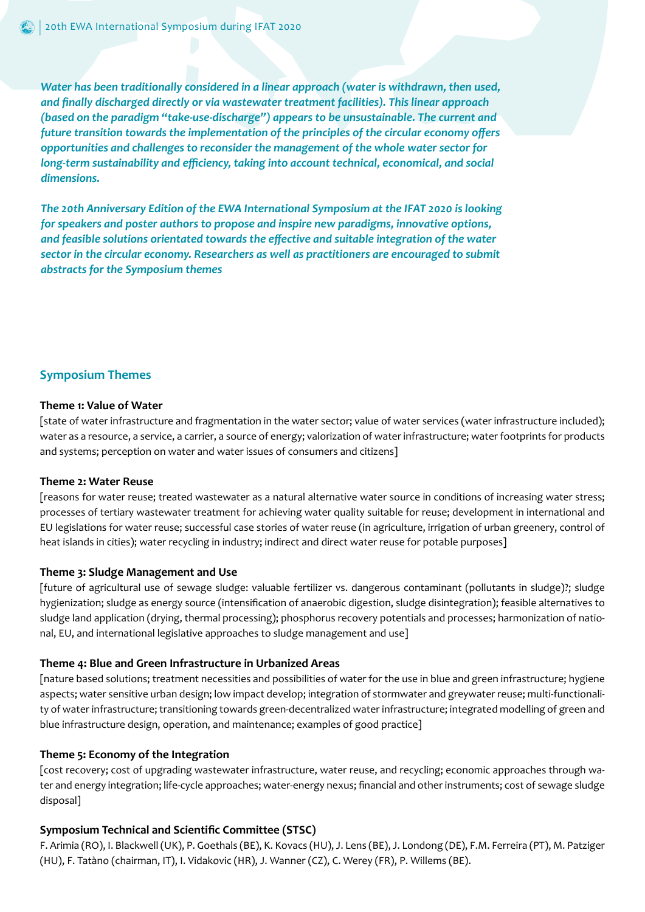*Water has been traditionally considered in a linear approach (water is withdrawn, then used, and finally discharged directly or via wastewater treatment facilities). This linear approach (based on the paradigm "take-use-discharge") appears to be unsustainable. The current and future transition towards the implementation of the principles of the circular economy offers opportunities and challenges to reconsider the management of the whole water sector for long-term sustainability and efficiency, taking into account technical, economical, and social dimensions.*

*The 20th Anniversary Edition of the EWA International Symposium at the IFAT 2020 is looking for speakers and poster authors to propose and inspire new paradigms, innovative options, and feasible solutions orientated towards the effective and suitable integration of the water sector in the circular economy. Researchers as well as practitioners are encouraged to submit abstracts for the Symposium themes*

## Symposium Themes

**Theme 1: Value of Water**

[state of water infrastructure and fragmentation in the water sector; value of water services (water infrastructure included); water as a resource, a service, a carrier, a source of energy; valorization of water infrastructure; water footprints for products and systems; perception on water and water issues of consumers and citizens]

**Theme 2: Water Reuse**

[reasons for water reuse; treated wastewater as a natural alternative water source in conditions of increasing water stress; processes of tertiary wastewater treatment for achieving water quality suitable for reuse; development in international and EU legislations for water reuse; successful case stories of water reuse (in agriculture, irrigation of urban greenery, control of heat islands in cities); water recycling in industry; indirect and direct water reuse for potable purposes]

**Theme 3: Sludge Management and Use**

[future of agricultural use of sewage sludge: valuable fertilizer vs. dangerous contaminant (pollutants in sludge)?; sludge hygienization; sludge as energy source (intensification of anaerobic digestion, sludge disintegration); feasible alternatives to sludge land application (drying, thermal processing); phosphorus recovery potentials and processes; harmonization of national, EU, and international legislative approaches to sludge management and use]

**Theme 4: Blue and Green Infrastructure in Urbanized Areas**

[nature based solutions; treatment necessities and possibilities of water for the use in blue and green infrastructure; hygiene aspects; water sensitive urban design; low impact develop; integration of stormwater and greywater reuse; multi-functionality of water infrastructure; transitioning towards green-decentralized water infrastructure; integrated modelling of green and blue infrastructure design, operation, and maintenance; examples of good practice]

**Theme 5: Economy of the Integration**

[cost recovery; cost of upgrading wastewater infrastructure, water reuse, and recycling; economic approaches through water and energy integration; life-cycle approaches; water-energy nexus; financial and other instruments; cost of sewage sludge disposal]

**Symposium Technical and Scientific Committee (STSC)**

F. Arimia (RO), I. Blackwell (UK), P. Goethals (BE), K. Kovacs (HU), J. Lens (BE), J. Londong (DE), F.M. Ferreira (PT), M. Patziger (HU), F. Tatàno (chairman, IT), I. Vidakovic (HR), J. Wanner (CZ), C. Werey (FR), P. Willems (BE).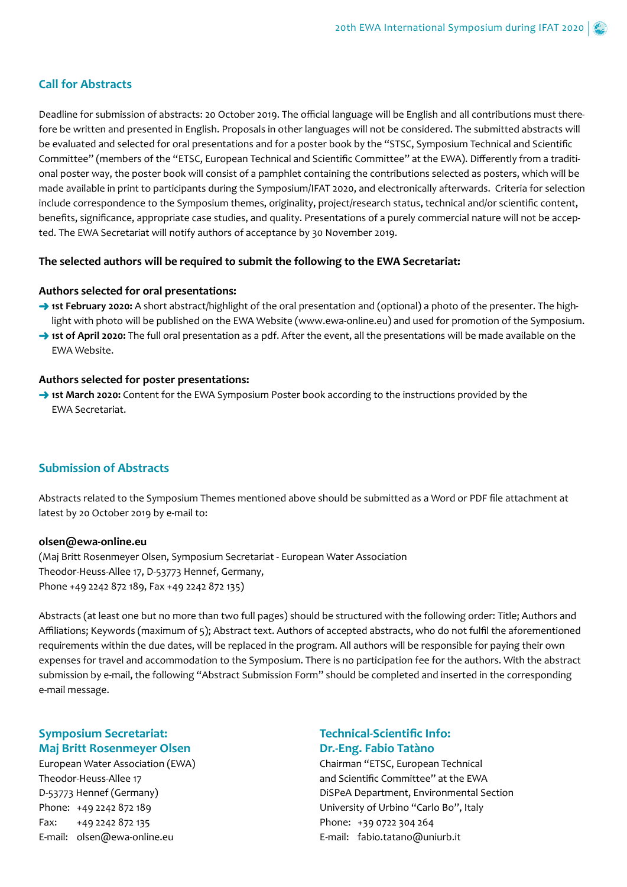## Call for Abstracts

Deadline for submission of abstracts: 20 October 2019. The official language will be English and all contributions must therefore be written and presented in English. Proposals in other languages will not be considered. The submitted abstracts will be evaluated and selected for oral presentations and for a poster book by the "STSC, Symposium Technical and Scientific Committee" (members of the "ETSC, European Technical and Scientific Committee" at the EWA). Differently from a traditional poster way, the poster book will consist of a pamphlet containing the contributions selected as posters, which will be made available in print to participants during the Symposium/IFAT 2020, and electronically afterwards. Criteria for selection include correspondence to the Symposium themes, originality, project/research status, technical and/or scientific content, benefits, significance, appropriate case studies, and quality. Presentations of a purely commercial nature will not be accepted. The EWA Secretariat will notify authors of acceptance by 30 November 2019.

**The selected authors will be required to submit the following to the EWA Secretariat:**

**Authors selected for oral presentations:**

- **1st February 2020:** A short abstract/highlight of the oral presentation and (optional) a photo of the presenter. The highlight with photo will be published on the EWA Website (www.ewa-online.eu) and used for promotion of the Symposium.
- **1st of April 2020:** The full oral presentation as a pdf. After the event, all the presentations will be made available on the EWA Website.

**Authors selected for poster presentations:**

- **1st March 2020:** Content for the EWA Symposium Poster book according to the instructions provided by the EWA Secretariat.

## Submission of Abstracts

Abstracts related to the Symposium Themes mentioned above should be submitted as a Word or PDF file attachment at latest by 20 October 2019 by e-mail to:

**olsen@ewa-online.eu**
(Maj Britt Rosenmeyer Olsen, Symposium Secretariat - European Water Association
Theodor-Heuss-Allee 17, D-53773 Hennef, Germany,
Phone +49 2242 872 189, Fax +49 2242 872 135)

Abstracts (at least one but no more than two full pages) should be structured with the following order: Title; Authors and Affiliations; Keywords (maximum of 5); Abstract text. Authors of accepted abstracts, who do not fulfil the aforementioned requirements within the due dates, will be replaced in the program. All authors will be responsible for paying their own expenses for travel and accommodation to the Symposium. There is no participation fee for the authors. With the abstract submission by e-mail, the following "Abstract Submission Form" should be completed and inserted in the corresponding e-mail message.

### Symposium Secretariat: Maj Britt Rosenmeyer Olsen

European Water Association (EWA)
Theodor-Heuss-Allee 17
D-53773 Hennef (Germany)
Phone: +49 2242 872 189
Fax: +49 2242 872 135
E-mail: olsen@ewa-online.eu

### Technical-Scientific Info: Dr.-Eng. Fabio Tatàno

Chairman "ETSC, European Technical and Scientific Committee" at the EWA
DiSPeA Department, Environmental Section
University of Urbino "Carlo Bo", Italy
Phone: +39 0722 304 264
E-mail: fabio.tatano@uniurb.it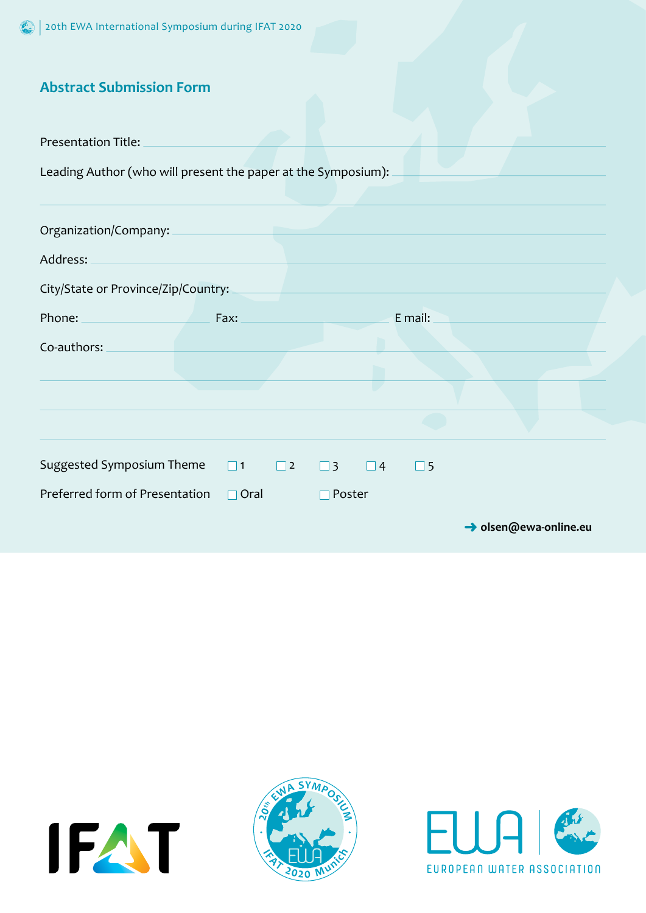## Abstract Submission Form

Presentation Title: ____________________

Leading Author (who will present the paper at the Symposium): ____________________

____________________

Organization/Company: ____________________

Address: ____________________

City/State or Province/Zip/Country: ____________________

Phone: ____________ Fax: ____________ E mail: ____________

Co-authors: ____________________

____________________

____________________

____________________

Suggested Symposium Theme ☐ 1 ☐ 2 ☐ 3 ☐ 4 ☐ 5

Preferred form of Presentation ☐ Oral ☐ Poster

→ **olsen@ewa-online.eu**

IFAT

20th EWA SYMPOSIUM IFAT 2020 Munich

EWA EUROPEAN WATER ASSOCIATION